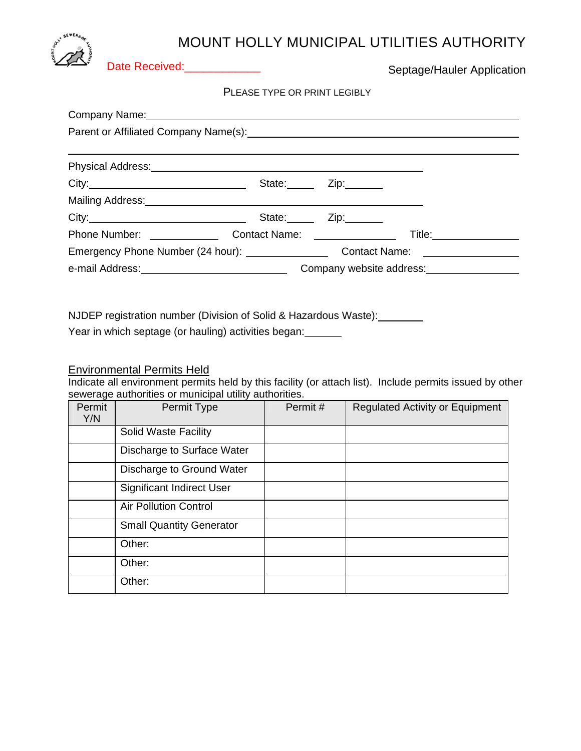# MOUNT HOLLY MUNICIPAL UTILITIES AUTHORITY

Date Received:\_\_\_\_\_\_\_\_\_\_\_\_

Septage/Hauler Application

PLEASE TYPE OR PRINT LEGIBLY

Company Name:\_\_\_\_\_\_\_\_\_\_\_\_\_\_\_\_\_\_\_\_\_\_\_\_\_\_\_\_\_\_\_\_\_\_\_\_\_\_\_\_\_\_\_\_\_\_\_\_\_\_\_\_\_\_\_\_\_\_\_\_

Parent or Affiliated Company Name(s):\_\_\_\_\_\_\_\_\_\_\_\_\_\_\_\_\_\_\_\_\_\_\_\_\_\_\_\_\_\_\_\_\_\_\_\_\_\_\_\_\_\_\_\_

\_\_\_\_\_\_\_\_\_\_\_\_\_\_\_\_\_\_\_\_\_\_\_\_\_\_\_\_\_\_\_\_\_\_\_\_\_\_\_\_\_\_\_\_\_\_\_\_\_\_\_\_\_\_\_\_\_\_\_\_\_\_\_\_\_\_\_\_\_\_\_\_\_\_

Physical Address:\_\_\_\_\_\_\_\_\_\_\_\_\_\_\_\_\_\_\_\_\_\_\_\_\_\_\_\_\_\_\_\_\_\_\_\_\_\_\_\_\_\_\_\_\_\_

City:\_\_\_\_\_\_\_\_\_\_\_\_\_\_\_\_\_\_\_\_\_\_\_\_\_\_ State:\_\_\_\_\_ Zip:\_\_\_\_\_\_\_

Mailing Address:\_\_\_\_\_\_\_\_\_\_\_\_\_\_\_\_\_\_\_\_\_\_\_\_\_\_\_\_\_\_\_\_\_\_\_\_\_\_\_\_\_\_\_\_\_\_\_

City:\_\_\_\_\_\_\_\_\_\_\_\_\_\_\_\_\_\_\_\_\_\_\_\_\_\_ State:\_\_\_\_\_ Zip:\_\_\_\_\_\_\_

Phone Number: \_\_\_\_\_\_\_\_\_\_\_\_ Contact Name: \_\_\_\_\_\_\_\_\_\_\_\_\_\_ Title:\_\_\_\_\_\_\_\_\_\_\_\_\_\_\_

Emergency Phone Number (24 hour): \_\_\_\_\_\_\_\_\_\_\_\_\_\_ Contact Name: \_\_\_\_\_\_\_\_\_\_\_\_\_\_\_\_

e-mail Address:\_\_\_\_\_\_\_\_\_\_\_\_\_\_\_\_\_\_\_\_\_\_\_\_\_ Company website address:\_\_\_\_\_\_\_\_\_\_\_\_\_\_\_\_

NJDEP registration number (Division of Solid & Hazardous Waste):\_\_\_\_\_\_\_\_

Year in which septage (or hauling) activities began:\_\_\_\_\_\_\_

## Environmental Permits Held

Indicate all environment permits held by this facility (or attach list). Include permits issued by other sewerage authorities or municipal utility authorities.

| Permit Y/N | Permit Type | Permit # | Regulated Activity or Equipment |
|---|---|---|---|
| | Solid Waste Facility | | |
| | Discharge to Surface Water | | |
| | Discharge to Ground Water | | |
| | Significant Indirect User | | |
| | Air Pollution Control | | |
| | Small Quantity Generator | | |
| | Other: | | |
| | Other: | | |
| | Other: | | |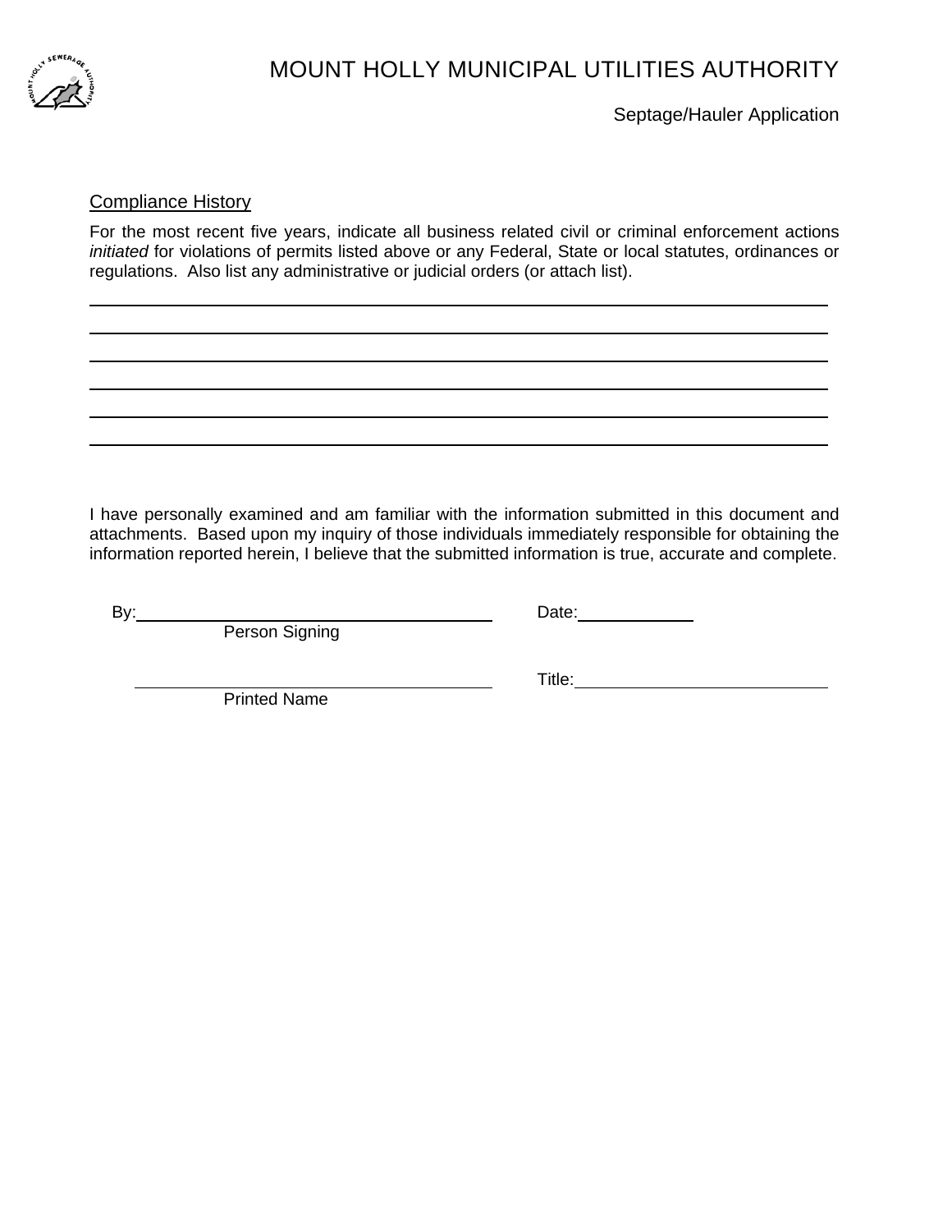# MOUNT HOLLY MUNICIPAL UTILITIES AUTHORITY

Septage/Hauler Application

## Compliance History

For the most recent five years, indicate all business related civil or criminal enforcement actions *initiated* for violations of permits listed above or any Federal, State or local statutes, ordinances or regulations. Also list any administrative or judicial orders (or attach list).

\_\_\_\_\_\_\_\_\_\_\_\_\_\_\_\_\_\_\_\_\_\_\_\_\_\_\_\_\_\_\_\_\_\_\_\_\_\_\_\_\_\_\_\_\_\_\_\_\_\_\_\_\_\_\_\_\_\_\_\_\_\_\_\_\_\_\_\_\_\_\_\_\_\_

\_\_\_\_\_\_\_\_\_\_\_\_\_\_\_\_\_\_\_\_\_\_\_\_\_\_\_\_\_\_\_\_\_\_\_\_\_\_\_\_\_\_\_\_\_\_\_\_\_\_\_\_\_\_\_\_\_\_\_\_\_\_\_\_\_\_\_\_\_\_\_\_\_\_

\_\_\_\_\_\_\_\_\_\_\_\_\_\_\_\_\_\_\_\_\_\_\_\_\_\_\_\_\_\_\_\_\_\_\_\_\_\_\_\_\_\_\_\_\_\_\_\_\_\_\_\_\_\_\_\_\_\_\_\_\_\_\_\_\_\_\_\_\_\_\_\_\_\_

\_\_\_\_\_\_\_\_\_\_\_\_\_\_\_\_\_\_\_\_\_\_\_\_\_\_\_\_\_\_\_\_\_\_\_\_\_\_\_\_\_\_\_\_\_\_\_\_\_\_\_\_\_\_\_\_\_\_\_\_\_\_\_\_\_\_\_\_\_\_\_\_\_\_

\_\_\_\_\_\_\_\_\_\_\_\_\_\_\_\_\_\_\_\_\_\_\_\_\_\_\_\_\_\_\_\_\_\_\_\_\_\_\_\_\_\_\_\_\_\_\_\_\_\_\_\_\_\_\_\_\_\_\_\_\_\_\_\_\_\_\_\_\_\_\_\_\_\_

\_\_\_\_\_\_\_\_\_\_\_\_\_\_\_\_\_\_\_\_\_\_\_\_\_\_\_\_\_\_\_\_\_\_\_\_\_\_\_\_\_\_\_\_\_\_\_\_\_\_\_\_\_\_\_\_\_\_\_\_\_\_\_\_\_\_\_\_\_\_\_\_\_\_

I have personally examined and am familiar with the information submitted in this document and attachments. Based upon my inquiry of those individuals immediately responsible for obtaining the information reported herein, I believe that the submitted information is true, accurate and complete.

By: \_\_\_\_\_\_\_\_\_\_\_\_\_\_\_\_\_\_\_\_\_\_\_\_\_\_\_\_\_\_\_\_\_ Date: \_\_\_\_\_\_\_\_\_\_\_\_
Person Signing

\_\_\_\_\_\_\_\_\_\_\_\_\_\_\_\_\_\_\_\_\_\_\_\_\_\_\_\_\_\_\_\_\_ Title: \_\_\_\_\_\_\_\_\_\_\_\_\_\_\_\_\_\_\_\_\_\_\_\_
Printed Name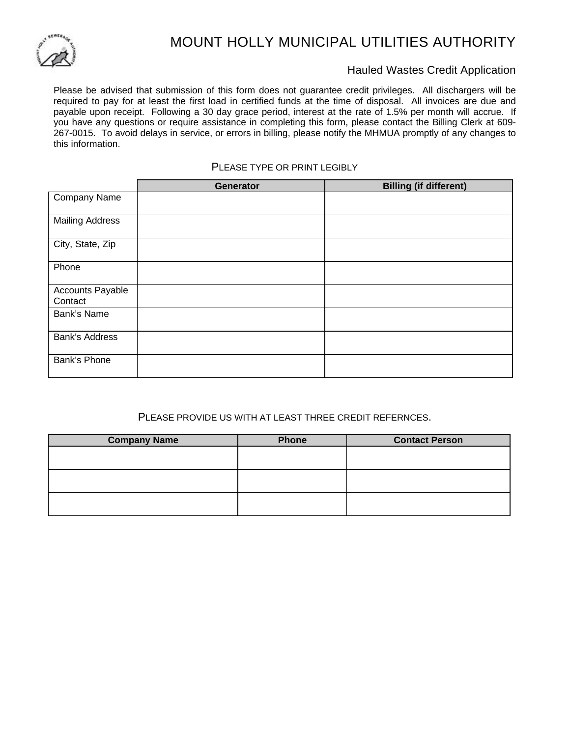# MOUNT HOLLY MUNICIPAL UTILITIES AUTHORITY

## Hauled Wastes Credit Application

Please be advised that submission of this form does not guarantee credit privileges. All dischargers will be required to pay for at least the first load in certified funds at the time of disposal. All invoices are due and payable upon receipt. Following a 30 day grace period, interest at the rate of 1.5% per month will accrue. If you have any questions or require assistance in completing this form, please contact the Billing Clerk at 609-267-0015. To avoid delays in service, or errors in billing, please notify the MHMUA promptly of any changes to this information.

PLEASE TYPE OR PRINT LEGIBLY

| | **Generator** | **Billing (if different)** |
|---|---|---|
| Company Name | | |
| Mailing Address | | |
| City, State, Zip | | |
| Phone | | |
| Accounts Payable Contact | | |
| Bank's Name | | |
| Bank's Address | | |
| Bank's Phone | | |

PLEASE PROVIDE US WITH AT LEAST THREE CREDIT REFERNCES.

| **Company Name** | **Phone** | **Contact Person** |
|---|---|---|
| | | |
| | | |
| | | |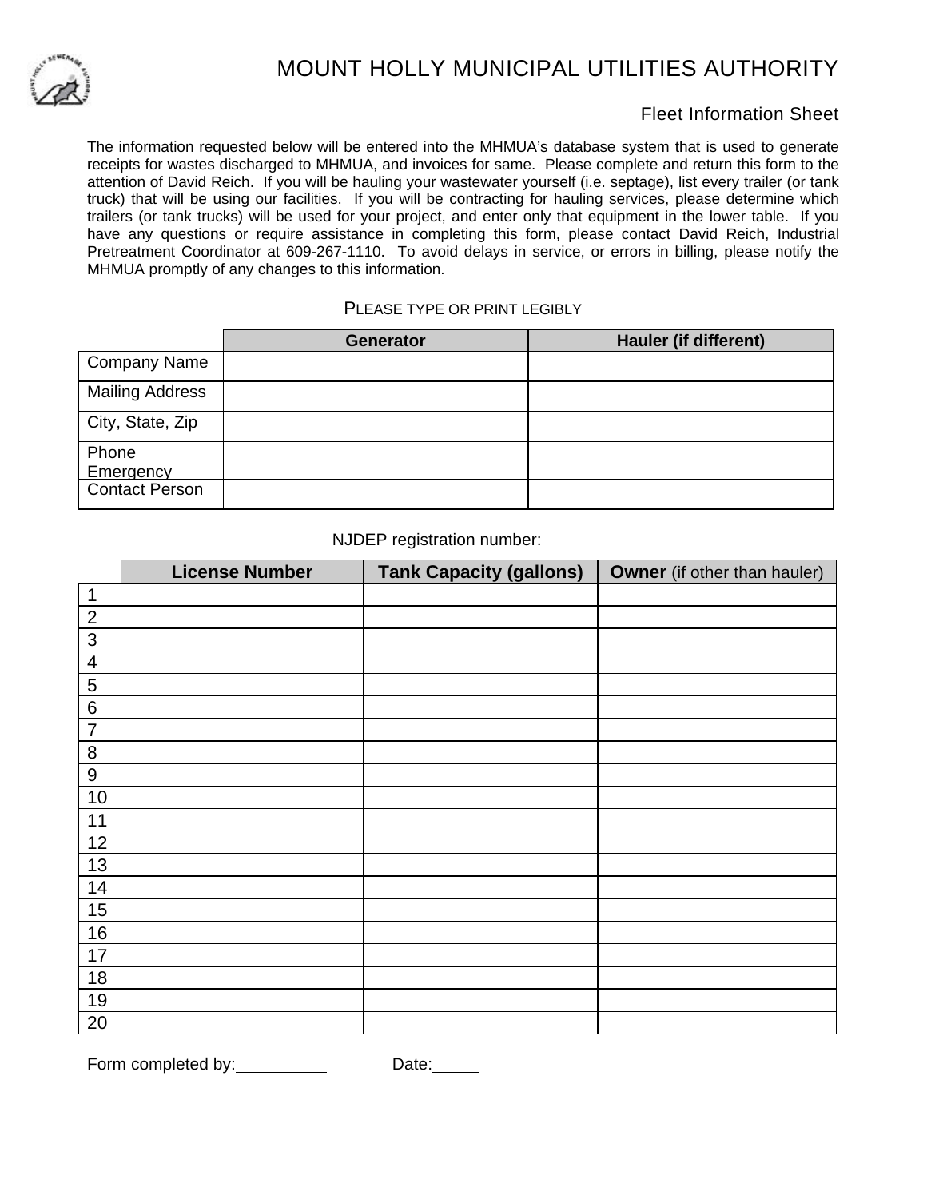# MOUNT HOLLY MUNICIPAL UTILITIES AUTHORITY

## Fleet Information Sheet

The information requested below will be entered into the MHMUA's database system that is used to generate receipts for wastes discharged to MHMUA, and invoices for same. Please complete and return this form to the attention of David Reich. If you will be hauling your wastewater yourself (i.e. septage), list every trailer (or tank truck) that will be using our facilities. If you will be contracting for hauling services, please determine which trailers (or tank trucks) will be used for your project, and enter only that equipment in the lower table. If you have any questions or require assistance in completing this form, please contact David Reich, Industrial Pretreatment Coordinator at 609-267-1110. To avoid delays in service, or errors in billing, please notify the MHMUA promptly of any changes to this information.

PLEASE TYPE OR PRINT LEGIBLY

| | Generator | Hauler (if different) |
|---|---|---|
| Company Name | | |
| Mailing Address | | |
| City, State, Zip | | |
| Phone Emergency | | |
| Contact Person | | |

NJDEP registration number: ______

| | License Number | Tank Capacity (gallons) | **Owner** (if other than hauler) |
|---|---|---|---|
| 1 | | | |
| 2 | | | |
| 3 | | | |
| 4 | | | |
| 5 | | | |
| 6 | | | |
| 7 | | | |
| 8 | | | |
| 9 | | | |
| 10 | | | |
| 11 | | | |
| 12 | | | |
| 13 | | | |
| 14 | | | |
| 15 | | | |
| 16 | | | |
| 17 | | | |
| 18 | | | |
| 19 | | | |
| 20 | | | |

Form completed by: __________ Date: _____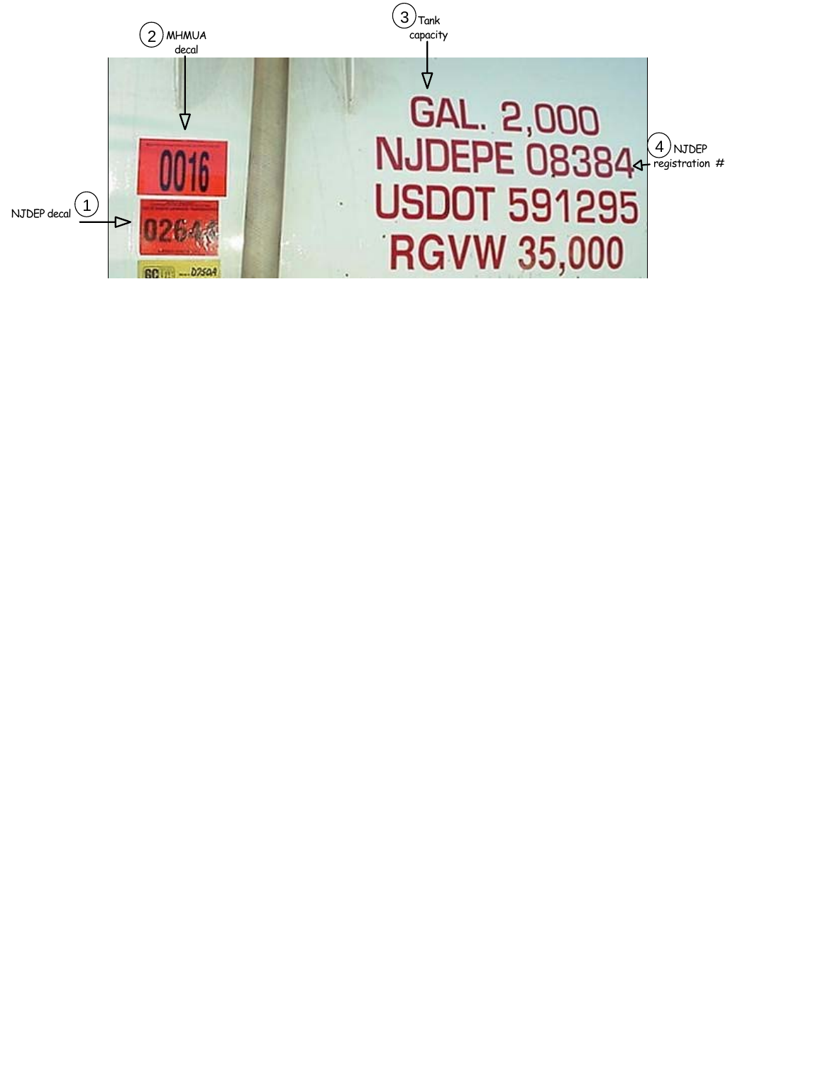2 MHMUA decal

3 Tank capacity

0016

GAL. 2,000

NJDEPE 08384

4 NJDEP registration #

NJDEP decal 1

0264

USDOT 591295

RGVW 35,000